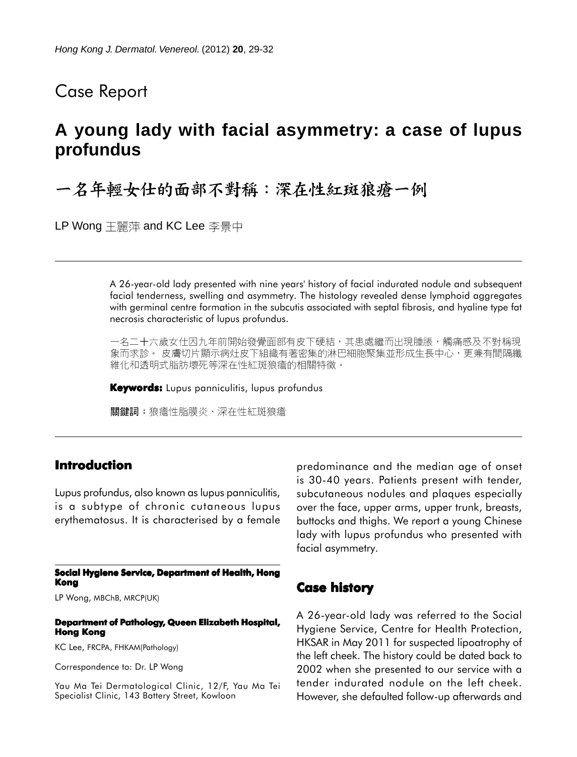Case Report

# A young lady with facial asymmetry: a case of lupus profundus

# 一名年輕女仕的面部不對稱：深在性紅斑狼瘡一例

LP Wong 王麗萍 and KC Lee 李景中

A 26-year-old lady presented with nine years' history of facial indurated nodule and subsequent facial tenderness, swelling and asymmetry. The histology revealed dense lymphoid aggregates with germinal centre formation in the subcutis associated with septal fibrosis, and hyaline type fat necrosis characteristic of lupus profundus.

一名二十六歲女仕因九年前開始發覺面部有皮下硬結，其患處繼而出現腫脹，觸痛感及不對稱現象而求診。 皮膚切片顯示病灶皮下組織有著密集的淋巴細胞聚集並形成生長中心，更兼有間隔纖維化和透明式脂肪壞死等深在性紅斑狼瘡的相關特徵。

**Keywords:** Lupus panniculitis, lupus profundus

**關鍵詞**：狼瘡性脂膜炎、深在性紅斑狼瘡

## Introduction

Lupus profundus, also known as lupus panniculitis, is a subtype of chronic cutaneous lupus erythematosus. It is characterised by a female predominance and the median age of onset is 30-40 years. Patients present with tender, subcutaneous nodules and plaques especially over the face, upper arms, upper trunk, breasts, buttocks and thighs. We report a young Chinese lady with lupus profundus who presented with facial asymmetry.

## Case history

A 26-year-old lady was referred to the Social Hygiene Service, Centre for Health Protection, HKSAR in May 2011 for suspected lipoatrophy of the left cheek. The history could be dated back to 2002 when she presented to our service with a tender indurated nodule on the left cheek. However, she defaulted follow-up afterwards and

**Social Hygiene Service, Department of Health, Hong Kong**

LP Wong, MBChB, MRCP(UK)

**Department of Pathology, Queen Elizabeth Hospital, Hong Kong**

KC Lee, FRCPA, FHKAM(Pathology)

Correspondence to: Dr. LP Wong

Yau Ma Tei Dermatological Clinic, 12/F, Yau Ma Tei Specialist Clinic, 143 Battery Street, Kowloon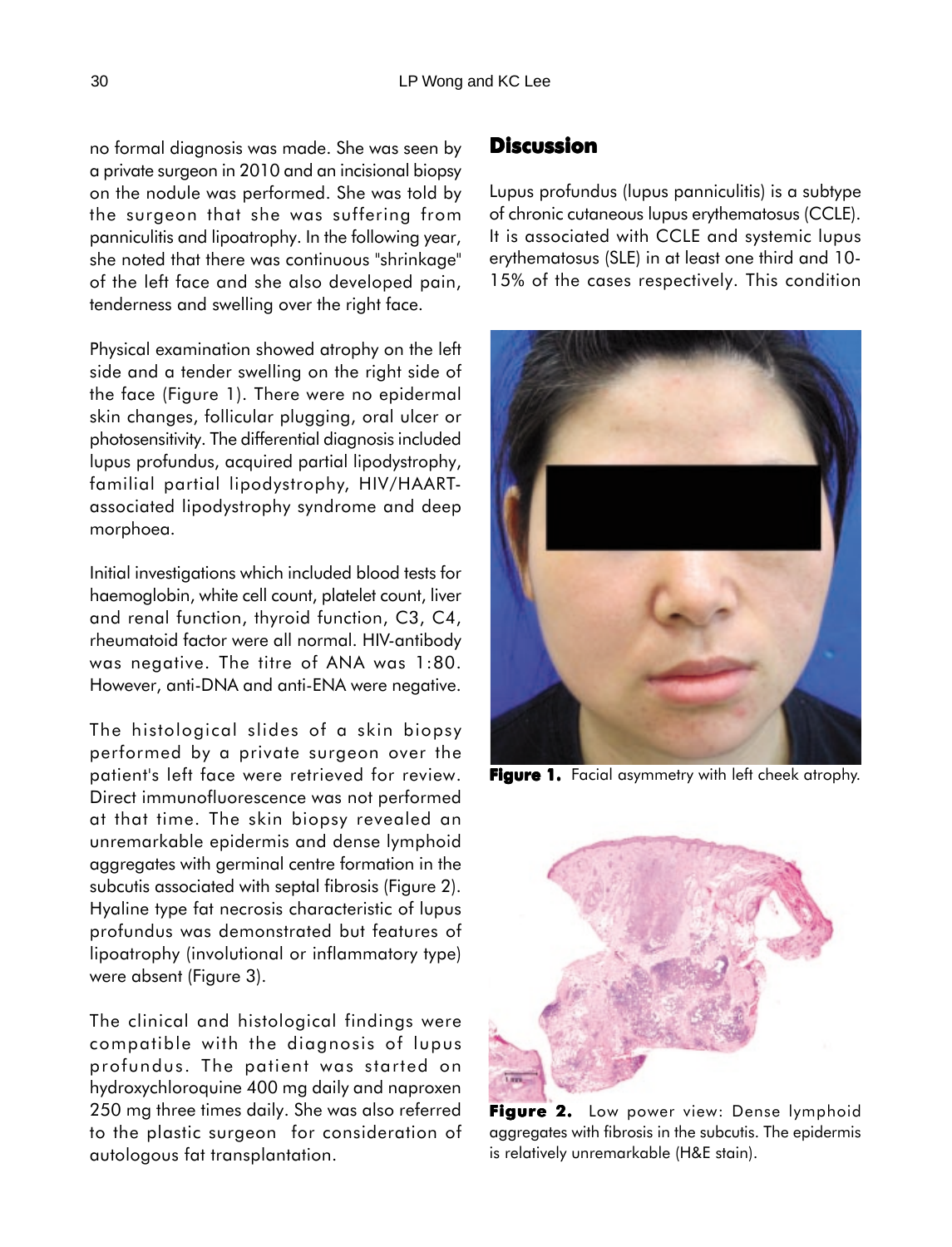no formal diagnosis was made. She was seen by a private surgeon in 2010 and an incisional biopsy on the nodule was performed. She was told by the surgeon that she was suffering from panniculitis and lipoatrophy. In the following year, she noted that there was continuous "shrinkage" of the left face and she also developed pain, tenderness and swelling over the right face.

Physical examination showed atrophy on the left side and a tender swelling on the right side of the face (Figure 1). There were no epidermal skin changes, follicular plugging, oral ulcer or photosensitivity. The differential diagnosis included lupus profundus, acquired partial lipodystrophy, familial partial lipodystrophy, HIV/HAART-associated lipodystrophy syndrome and deep morphoea.

Initial investigations which included blood tests for haemoglobin, white cell count, platelet count, liver and renal function, thyroid function, C3, C4, rheumatoid factor were all normal. HIV-antibody was negative. The titre of ANA was 1:80. However, anti-DNA and anti-ENA were negative.

The histological slides of a skin biopsy performed by a private surgeon over the patient's left face were retrieved for review. Direct immunofluorescence was not performed at that time. The skin biopsy revealed an unremarkable epidermis and dense lymphoid aggregates with germinal centre formation in the subcutis associated with septal fibrosis (Figure 2). Hyaline type fat necrosis characteristic of lupus profundus was demonstrated but features of lipoatrophy (involutional or inflammatory type) were absent (Figure 3).

The clinical and histological findings were compatible with the diagnosis of lupus profundus. The patient was started on hydroxychloroquine 400 mg daily and naproxen 250 mg three times daily. She was also referred to the plastic surgeon for consideration of autologous fat transplantation.

## Discussion

Lupus profundus (lupus panniculitis) is a subtype of chronic cutaneous lupus erythematosus (CCLE). It is associated with CCLE and systemic lupus erythematosus (SLE) in at least one third and 10-15% of the cases respectively. This condition

**Figure 1.** Facial asymmetry with left cheek atrophy.

**Figure 2.** Low power view: Dense lymphoid aggregates with fibrosis in the subcutis. The epidermis is relatively unremarkable (H&E stain).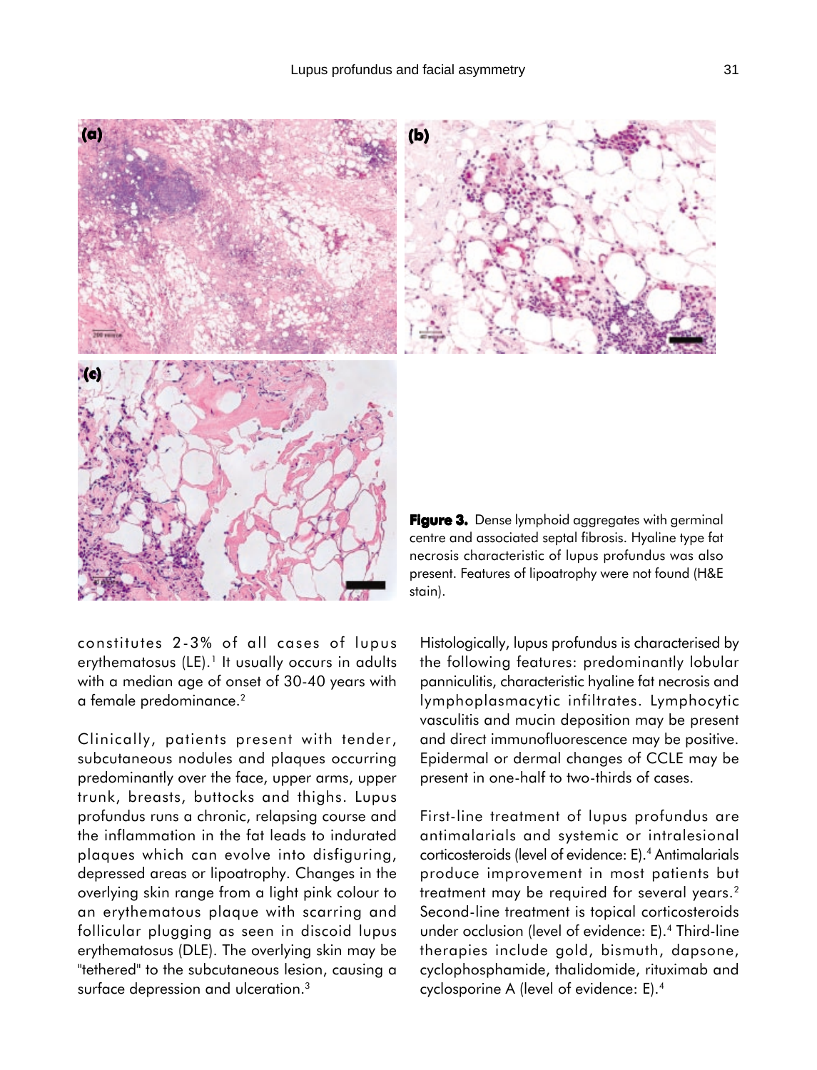**Figure 3.** Dense lymphoid aggregates with germinal centre and associated septal fibrosis. Hyaline type fat necrosis characteristic of lupus profundus was also present. Features of lipoatrophy were not found (H&E stain).

constitutes 2-3% of all cases of lupus erythematosus (LE).[1] It usually occurs in adults with a median age of onset of 30-40 years with a female predominance.[2]

Clinically, patients present with tender, subcutaneous nodules and plaques occurring predominantly over the face, upper arms, upper trunk, breasts, buttocks and thighs. Lupus profundus runs a chronic, relapsing course and the inflammation in the fat leads to indurated plaques which can evolve into disfiguring, depressed areas or lipoatrophy. Changes in the overlying skin range from a light pink colour to an erythematous plaque with scarring and follicular plugging as seen in discoid lupus erythematosus (DLE). The overlying skin may be "tethered" to the subcutaneous lesion, causing a surface depression and ulceration.[3]

Histologically, lupus profundus is characterised by the following features: predominantly lobular panniculitis, characteristic hyaline fat necrosis and lymphoplasmacytic infiltrates. Lymphocytic vasculitis and mucin deposition may be present and direct immunofluorescence may be positive. Epidermal or dermal changes of CCLE may be present in one-half to two-thirds of cases.

First-line treatment of lupus profundus are antimalarials and systemic or intralesional corticosteroids (level of evidence: E).[4] Antimalarials produce improvement in most patients but treatment may be required for several years.[2] Second-line treatment is topical corticosteroids under occlusion (level of evidence: E).[4] Third-line therapies include gold, bismuth, dapsone, cyclophosphamide, thalidomide, rituximab and cyclosporine A (level of evidence: E).[4]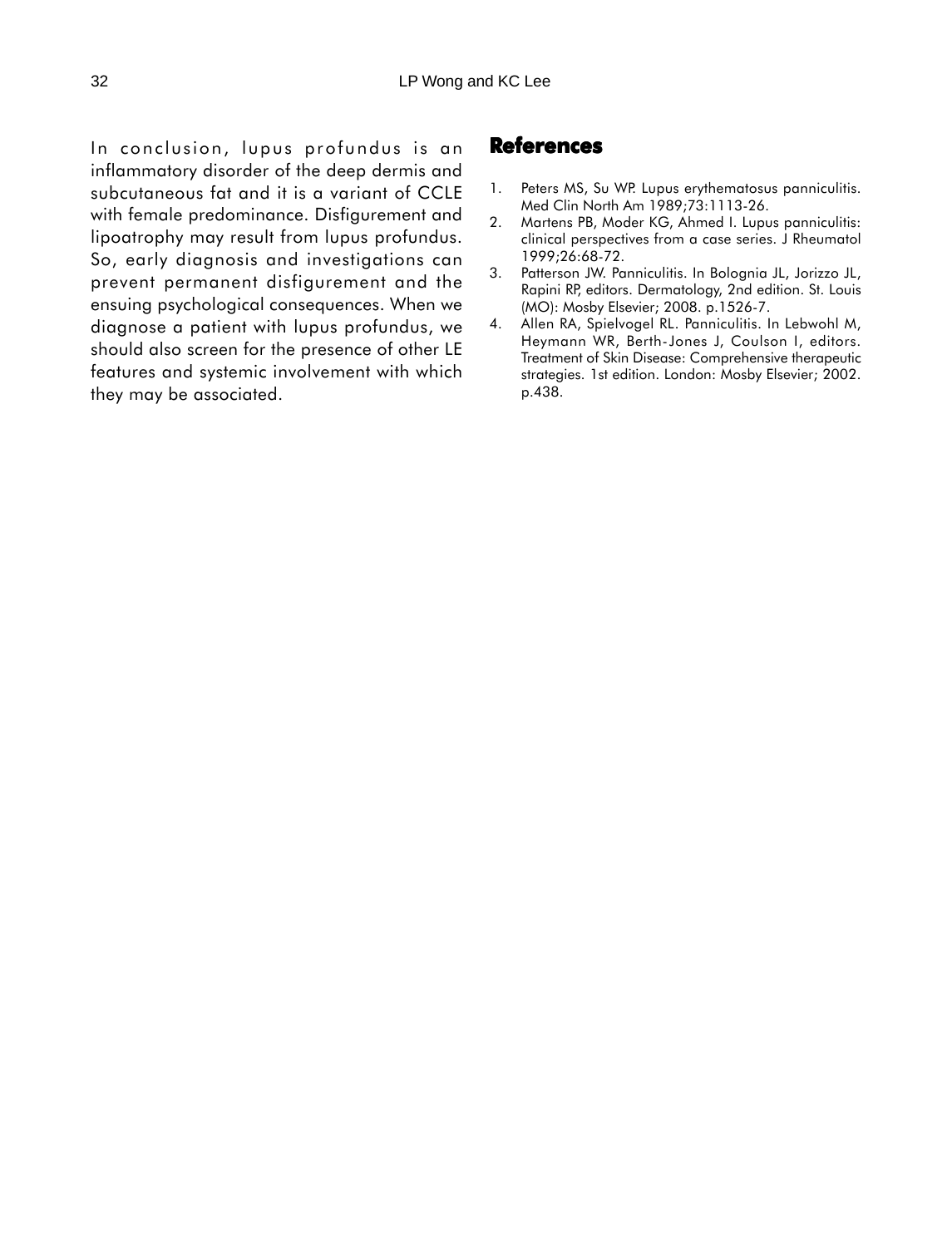In conclusion, lupus profundus is an inflammatory disorder of the deep dermis and subcutaneous fat and it is a variant of CCLE with female predominance. Disfigurement and lipoatrophy may result from lupus profundus. So, early diagnosis and investigations can prevent permanent disfigurement and the ensuing psychological consequences. When we diagnose a patient with lupus profundus, we should also screen for the presence of other LE features and systemic involvement with which they may be associated.

## References

1. Peters MS, Su WP. Lupus erythematosus panniculitis. Med Clin North Am 1989;73:1113-26.
2. Martens PB, Moder KG, Ahmed I. Lupus panniculitis: clinical perspectives from a case series. J Rheumatol 1999;26:68-72.
3. Patterson JW. Panniculitis. In Bolognia JL, Jorizzo JL, Rapini RP, editors. Dermatology, 2nd edition. St. Louis (MO): Mosby Elsevier; 2008. p.1526-7.
4. Allen RA, Spielvogel RL. Panniculitis. In Lebwohl M, Heymann WR, Berth-Jones J, Coulson I, editors. Treatment of Skin Disease: Comprehensive therapeutic strategies. 1st edition. London: Mosby Elsevier; 2002. p.438.